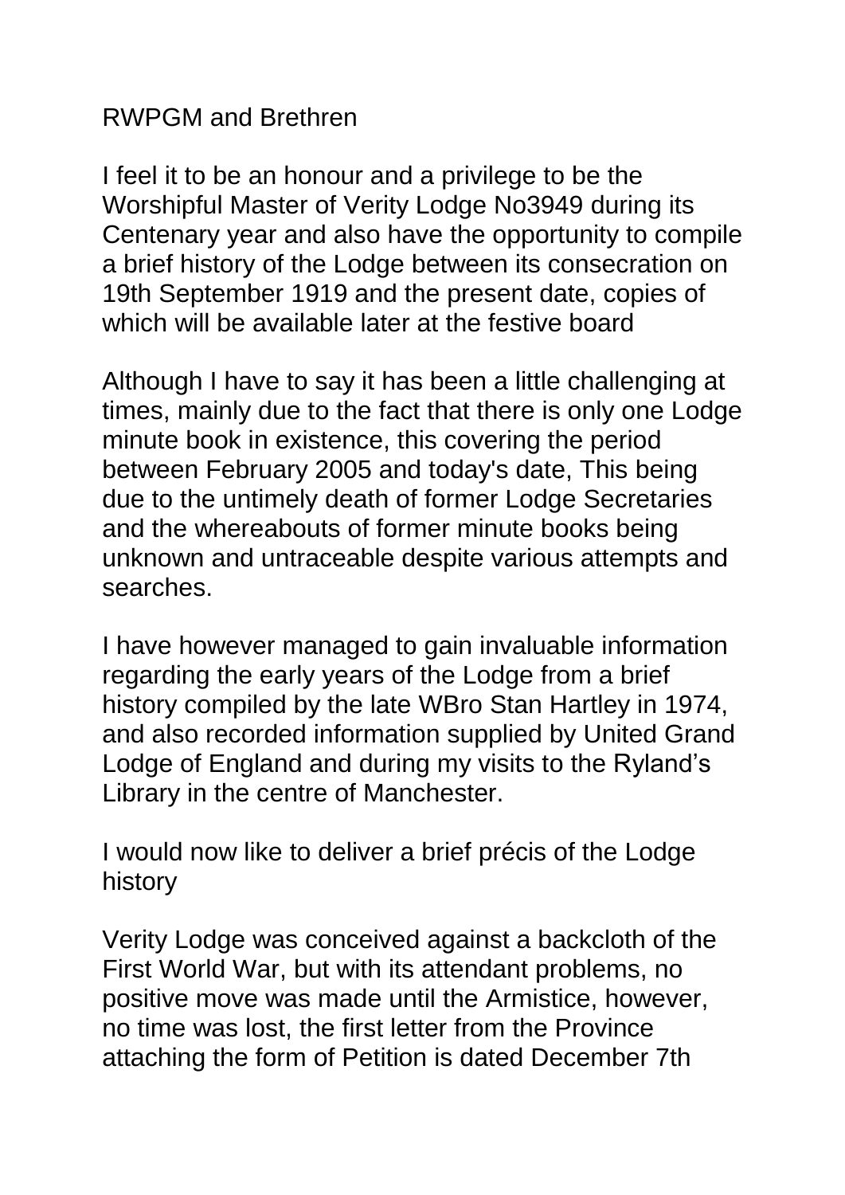RWPGM and Brethren

I feel it to be an honour and a privilege to be the Worshipful Master of Verity Lodge No3949 during its Centenary year and also have the opportunity to compile a brief history of the Lodge between its consecration on 19th September 1919 and the present date, copies of which will be available later at the festive board

Although I have to say it has been a little challenging at times, mainly due to the fact that there is only one Lodge minute book in existence, this covering the period between February 2005 and today's date, This being due to the untimely death of former Lodge Secretaries and the whereabouts of former minute books being unknown and untraceable despite various attempts and searches.

I have however managed to gain invaluable information regarding the early years of the Lodge from a brief history compiled by the late WBro Stan Hartley in 1974, and also recorded information supplied by United Grand Lodge of England and during my visits to the Ryland's Library in the centre of Manchester.

I would now like to deliver a brief précis of the Lodge history

Verity Lodge was conceived against a backcloth of the First World War, but with its attendant problems, no positive move was made until the Armistice, however, no time was lost, the first letter from the Province attaching the form of Petition is dated December 7th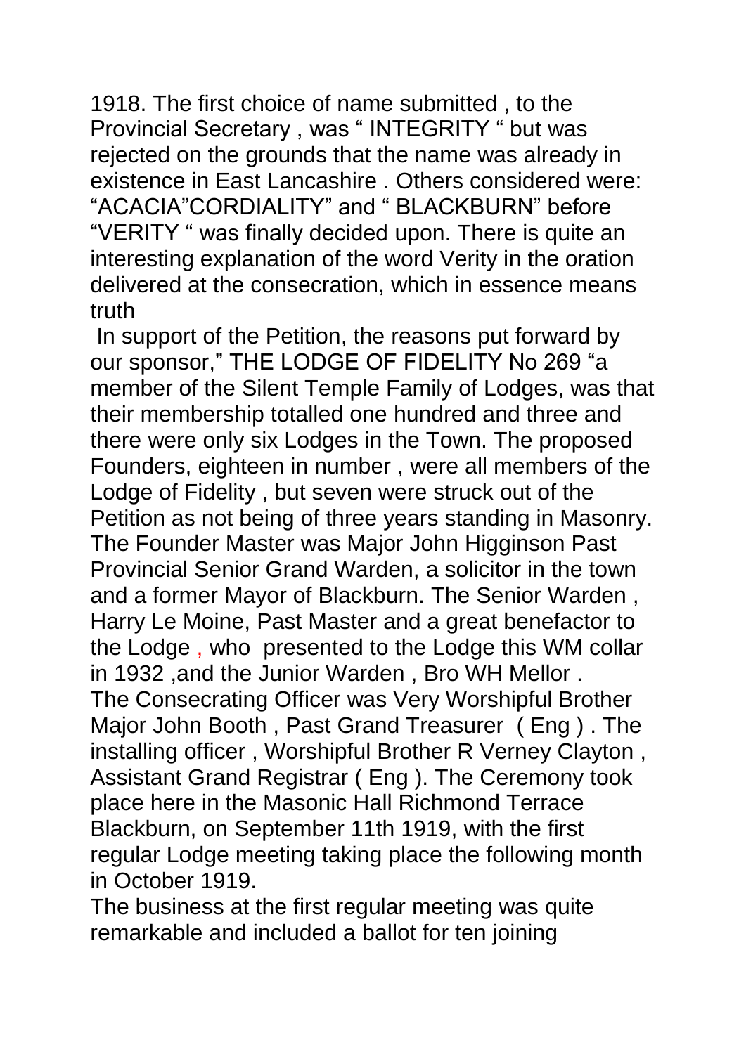1918. The first choice of name submitted , to the Provincial Secretary , was " INTEGRITY " but was rejected on the grounds that the name was already in existence in East Lancashire . Others considered were: "ACACIA"CORDIALITY" and " BLACKBURN" before "VERITY " was finally decided upon. There is quite an interesting explanation of the word Verity in the oration delivered at the consecration, which in essence means truth

In support of the Petition, the reasons put forward by our sponsor," THE LODGE OF FIDELITY No 269 "a member of the Silent Temple Family of Lodges, was that their membership totalled one hundred and three and there were only six Lodges in the Town. The proposed Founders, eighteen in number , were all members of the Lodge of Fidelity , but seven were struck out of the Petition as not being of three years standing in Masonry. The Founder Master was Major John Higginson Past Provincial Senior Grand Warden, a solicitor in the town and a former Mayor of Blackburn. The Senior Warden , Harry Le Moine, Past Master and a great benefactor to the Lodge , who presented to the Lodge this WM collar in 1932 ,and the Junior Warden , Bro WH Mellor . The Consecrating Officer was Very Worshipful Brother Major John Booth , Past Grand Treasurer ( Eng ) . The installing officer , Worshipful Brother R Verney Clayton , Assistant Grand Registrar ( Eng ). The Ceremony took place here in the Masonic Hall Richmond Terrace Blackburn, on September 11th 1919, with the first regular Lodge meeting taking place the following month in October 1919.

The business at the first regular meeting was quite remarkable and included a ballot for ten joining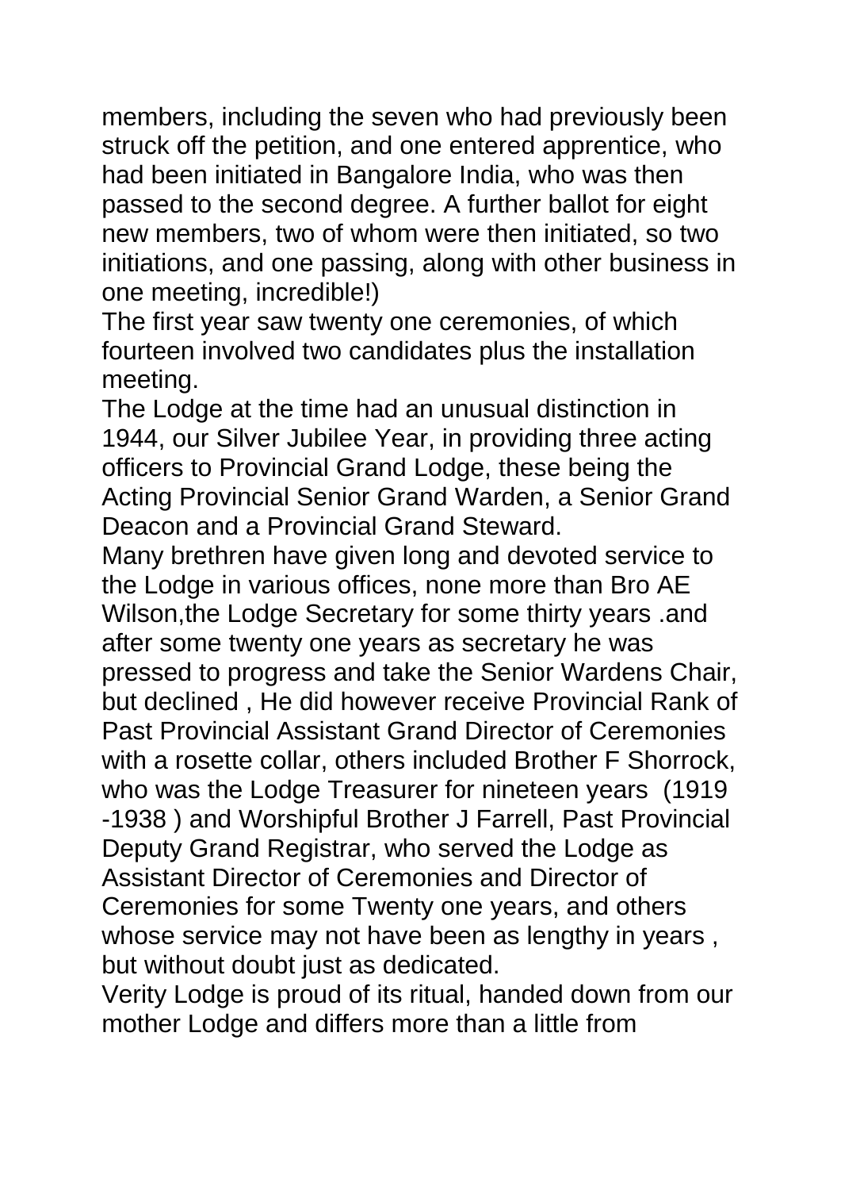members, including the seven who had previously been struck off the petition, and one entered apprentice, who had been initiated in Bangalore India, who was then passed to the second degree. A further ballot for eight new members, two of whom were then initiated, so two initiations, and one passing, along with other business in one meeting, incredible!)

The first year saw twenty one ceremonies, of which fourteen involved two candidates plus the installation meeting.

The Lodge at the time had an unusual distinction in 1944, our Silver Jubilee Year, in providing three acting officers to Provincial Grand Lodge, these being the Acting Provincial Senior Grand Warden, a Senior Grand Deacon and a Provincial Grand Steward.

Many brethren have given long and devoted service to the Lodge in various offices, none more than Bro AE Wilson,the Lodge Secretary for some thirty years .and after some twenty one years as secretary he was pressed to progress and take the Senior Wardens Chair, but declined , He did however receive Provincial Rank of Past Provincial Assistant Grand Director of Ceremonies with a rosette collar, others included Brother F Shorrock, who was the Lodge Treasurer for nineteen years (1919 -1938 ) and Worshipful Brother J Farrell, Past Provincial Deputy Grand Registrar, who served the Lodge as Assistant Director of Ceremonies and Director of Ceremonies for some Twenty one years, and others whose service may not have been as lengthy in years , but without doubt just as dedicated.

Verity Lodge is proud of its ritual, handed down from our mother Lodge and differs more than a little from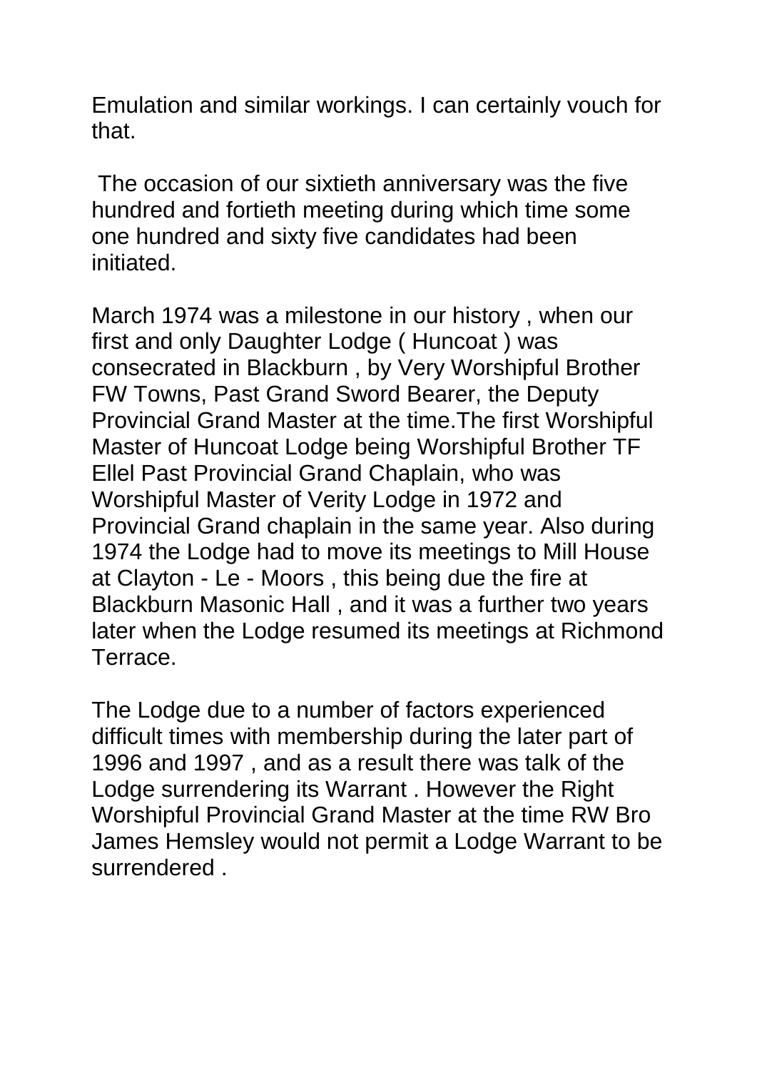Emulation and similar workings. I can certainly vouch for that.

The occasion of our sixtieth anniversary was the five hundred and fortieth meeting during which time some one hundred and sixty five candidates had been initiated.

March 1974 was a milestone in our history , when our first and only Daughter Lodge ( Huncoat ) was consecrated in Blackburn , by Very Worshipful Brother FW Towns, Past Grand Sword Bearer, the Deputy Provincial Grand Master at the time.The first Worshipful Master of Huncoat Lodge being Worshipful Brother TF Ellel Past Provincial Grand Chaplain, who was Worshipful Master of Verity Lodge in 1972 and Provincial Grand chaplain in the same year. Also during 1974 the Lodge had to move its meetings to Mill House at Clayton - Le - Moors , this being due the fire at Blackburn Masonic Hall , and it was a further two years later when the Lodge resumed its meetings at Richmond Terrace.

The Lodge due to a number of factors experienced difficult times with membership during the later part of 1996 and 1997 , and as a result there was talk of the Lodge surrendering its Warrant . However the Right Worshipful Provincial Grand Master at the time RW Bro James Hemsley would not permit a Lodge Warrant to be surrendered .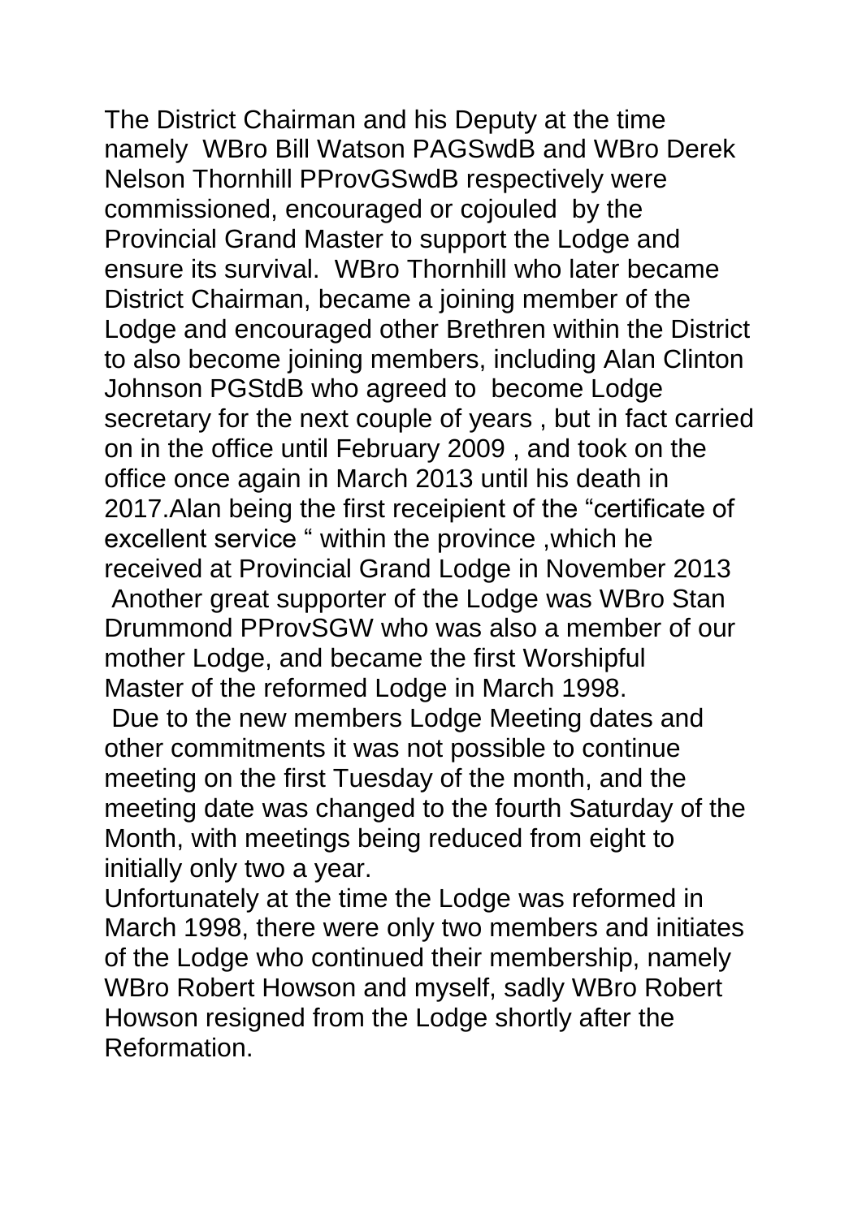The District Chairman and his Deputy at the time namely WBro Bill Watson PAGSwdB and WBro Derek Nelson Thornhill PProvGSwdB respectively were commissioned, encouraged or cojouled by the Provincial Grand Master to support the Lodge and ensure its survival. WBro Thornhill who later became District Chairman, became a joining member of the Lodge and encouraged other Brethren within the District to also become joining members, including Alan Clinton Johnson PGStdB who agreed to become Lodge secretary for the next couple of years , but in fact carried on in the office until February 2009 , and took on the office once again in March 2013 until his death in 2017.Alan being the first receipient of the "certificate of excellent service " within the province ,which he received at Provincial Grand Lodge in November 2013

Another great supporter of the Lodge was WBro Stan Drummond PProvSGW who was also a member of our mother Lodge, and became the first Worshipful Master of the reformed Lodge in March 1998.

Due to the new members Lodge Meeting dates and other commitments it was not possible to continue meeting on the first Tuesday of the month, and the meeting date was changed to the fourth Saturday of the Month, with meetings being reduced from eight to initially only two a year.

Unfortunately at the time the Lodge was reformed in March 1998, there were only two members and initiates of the Lodge who continued their membership, namely WBro Robert Howson and myself, sadly WBro Robert Howson resigned from the Lodge shortly after the Reformation.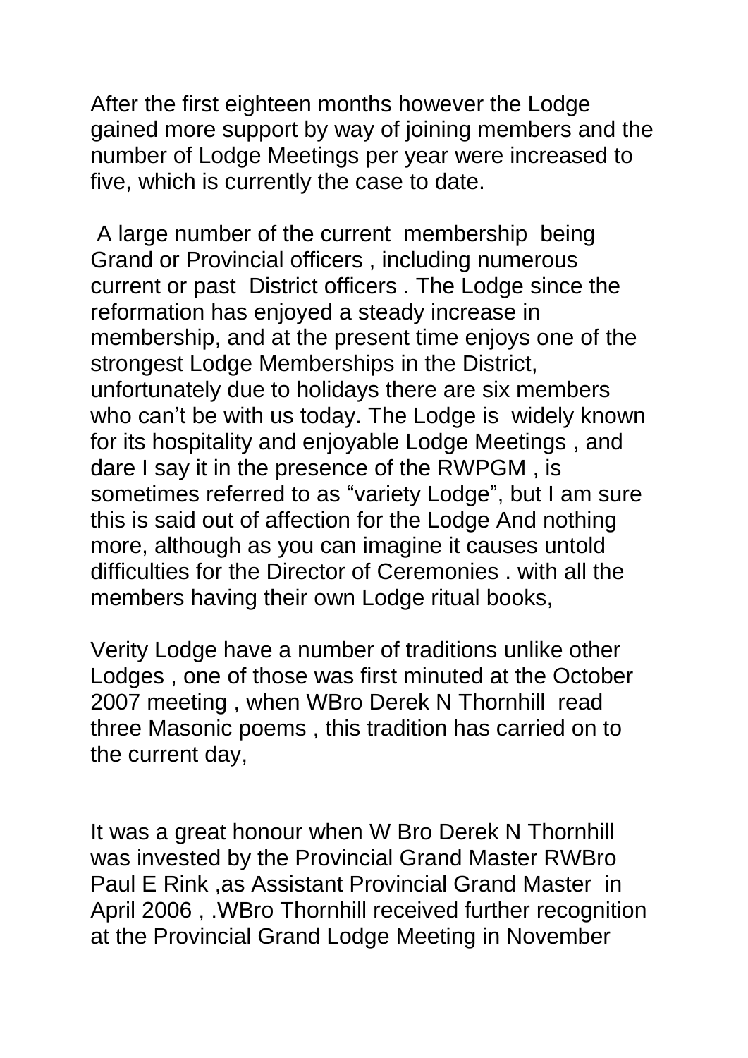After the first eighteen months however the Lodge gained more support by way of joining members and the number of Lodge Meetings per year were increased to five, which is currently the case to date.

A large number of the current membership being Grand or Provincial officers , including numerous current or past District officers . The Lodge since the reformation has enjoyed a steady increase in membership, and at the present time enjoys one of the strongest Lodge Memberships in the District, unfortunately due to holidays there are six members who can't be with us today. The Lodge is widely known for its hospitality and enjoyable Lodge Meetings , and dare I say it in the presence of the RWPGM , is sometimes referred to as "variety Lodge", but I am sure this is said out of affection for the Lodge And nothing more, although as you can imagine it causes untold difficulties for the Director of Ceremonies . with all the members having their own Lodge ritual books,

Verity Lodge have a number of traditions unlike other Lodges , one of those was first minuted at the October 2007 meeting , when WBro Derek N Thornhill read three Masonic poems , this tradition has carried on to the current day,

It was a great honour when W Bro Derek N Thornhill was invested by the Provincial Grand Master RWBro Paul E Rink ,as Assistant Provincial Grand Master in April 2006 , .WBro Thornhill received further recognition at the Provincial Grand Lodge Meeting in November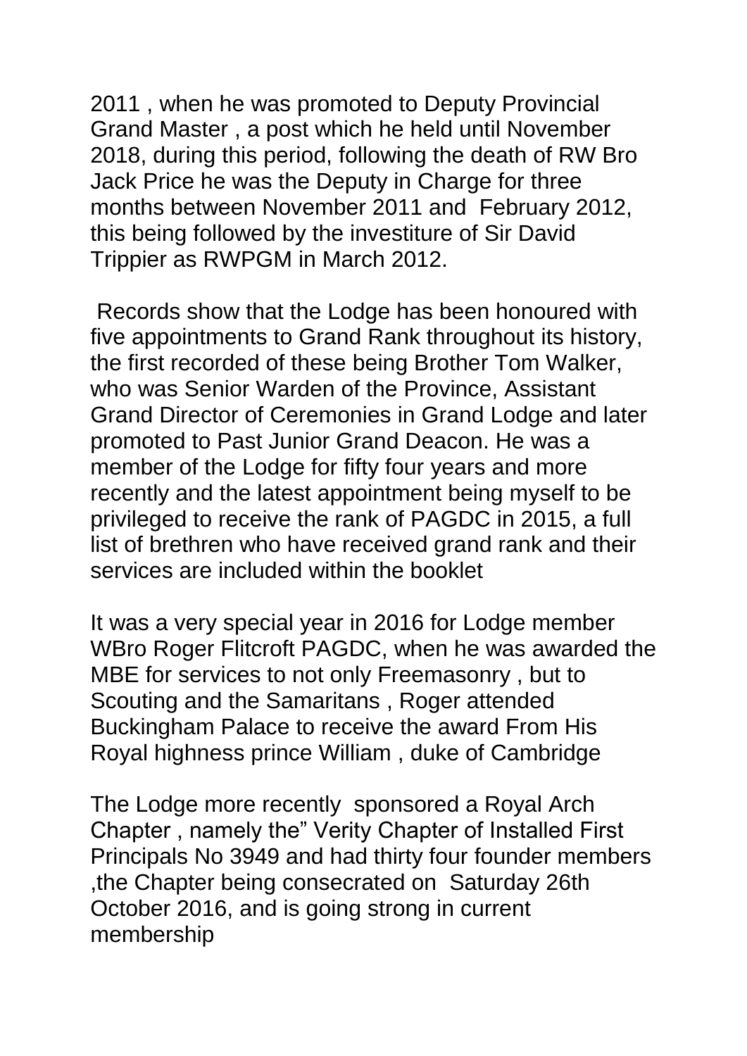2011 , when he was promoted to Deputy Provincial Grand Master , a post which he held until November 2018, during this period, following the death of RW Bro Jack Price he was the Deputy in Charge for three months between November 2011 and February 2012, this being followed by the investiture of Sir David Trippier as RWPGM in March 2012.

Records show that the Lodge has been honoured with five appointments to Grand Rank throughout its history, the first recorded of these being Brother Tom Walker, who was Senior Warden of the Province, Assistant Grand Director of Ceremonies in Grand Lodge and later promoted to Past Junior Grand Deacon. He was a member of the Lodge for fifty four years and more recently and the latest appointment being myself to be privileged to receive the rank of PAGDC in 2015, a full list of brethren who have received grand rank and their services are included within the booklet

It was a very special year in 2016 for Lodge member WBro Roger Flitcroft PAGDC, when he was awarded the MBE for services to not only Freemasonry , but to Scouting and the Samaritans , Roger attended Buckingham Palace to receive the award From His Royal highness prince William , duke of Cambridge

The Lodge more recently sponsored a Royal Arch Chapter , namely the" Verity Chapter of Installed First Principals No 3949 and had thirty four founder members ,the Chapter being consecrated on Saturday 26th October 2016, and is going strong in current membership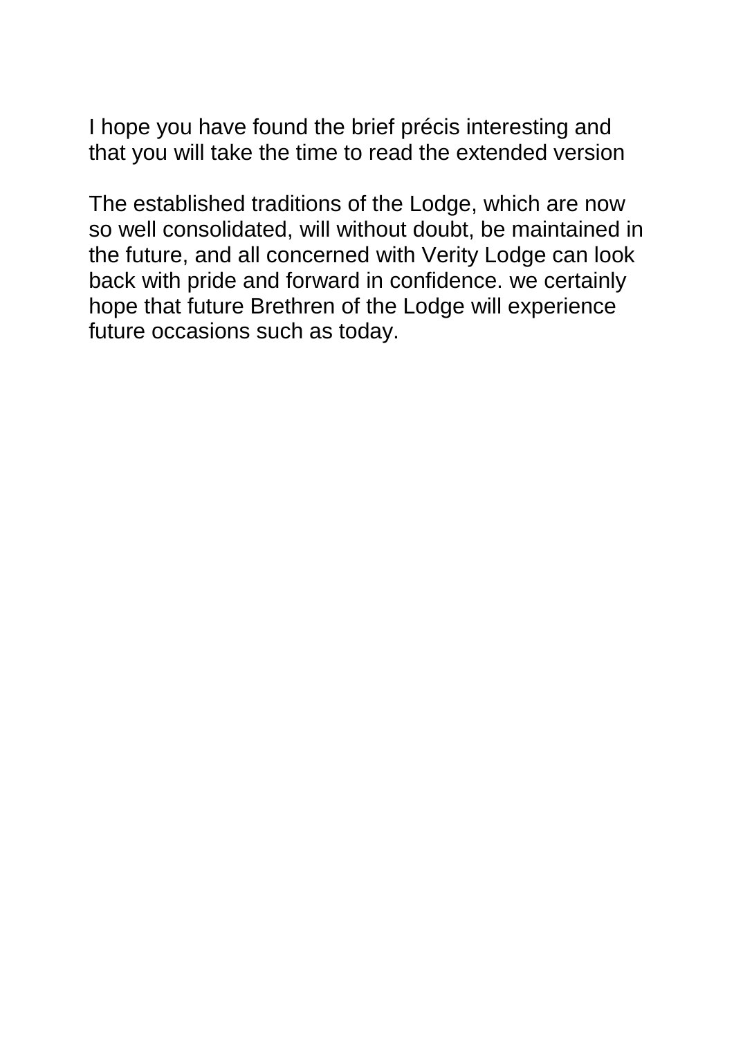I hope you have found the brief précis interesting and that you will take the time to read the extended version

The established traditions of the Lodge, which are now so well consolidated, will without doubt, be maintained in the future, and all concerned with Verity Lodge can look back with pride and forward in confidence. we certainly hope that future Brethren of the Lodge will experience future occasions such as today.